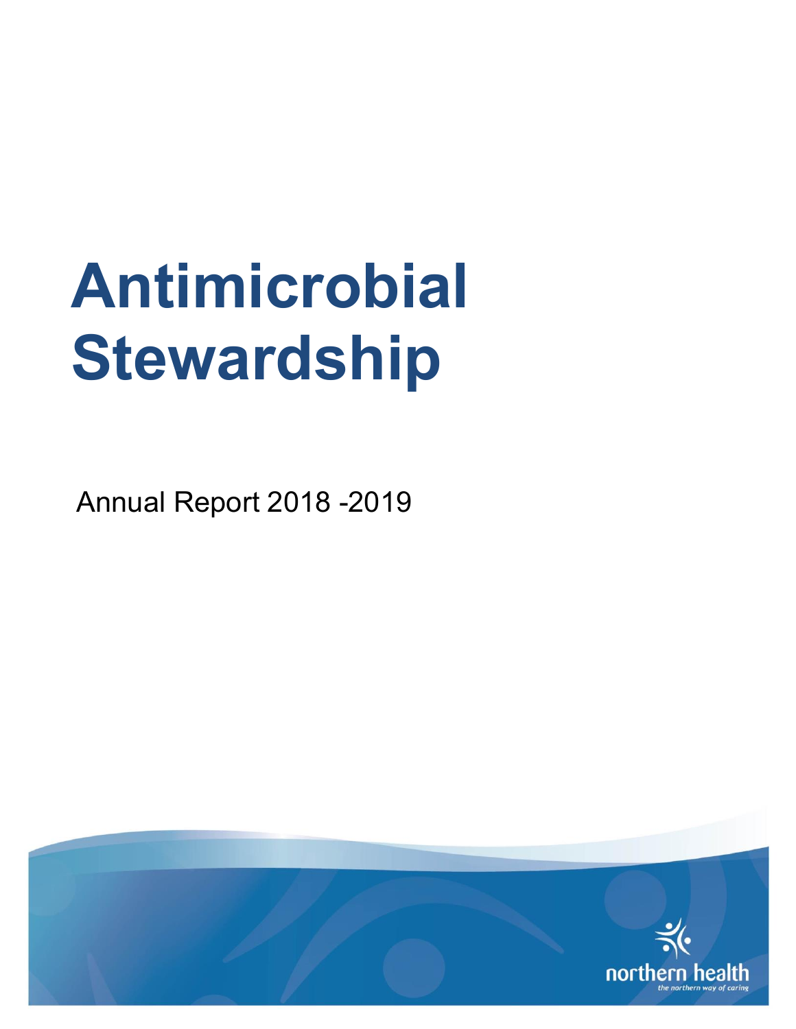# Antimicrobial Stewardship

Annual Report 2018 -2019

northern health

*the northern way of caring*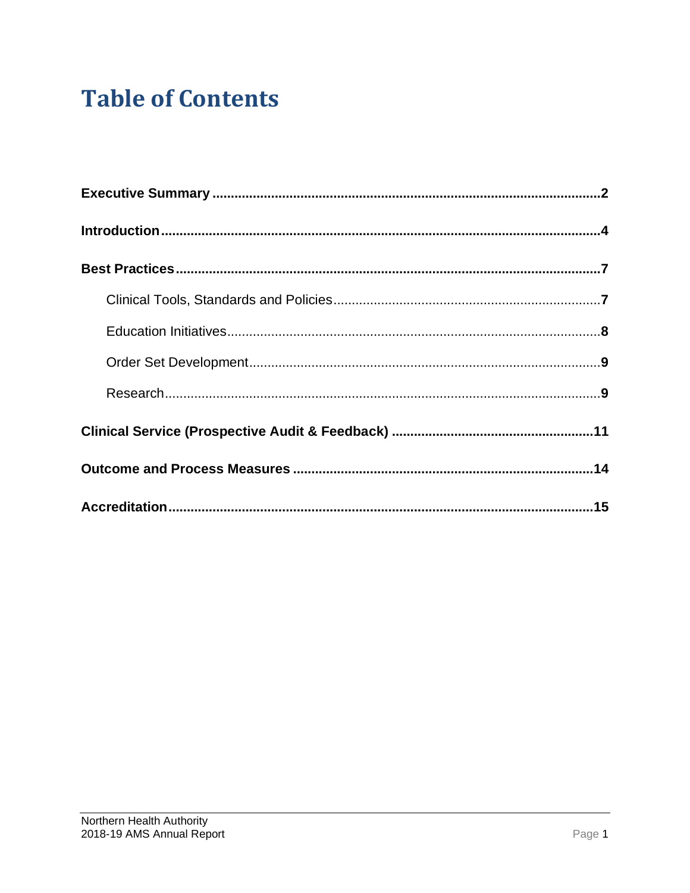# Table of Contents

**Executive Summary** ........................................................................................... **2**

**Introduction** ....................................................................................................... **4**

**Best Practices** .................................................................................................... **7**

- Clinical Tools, Standards and Policies ......................................................... **7**
- Education Initiatives ...................................................................................... **8**
- Order Set Development ................................................................................. **9**
- Research ....................................................................................................... **9**

**Clinical Service (Prospective Audit & Feedback)** ........................................... **11**

**Outcome and Process Measures** ..................................................................... **14**

**Accreditation** ..................................................................................................... **15**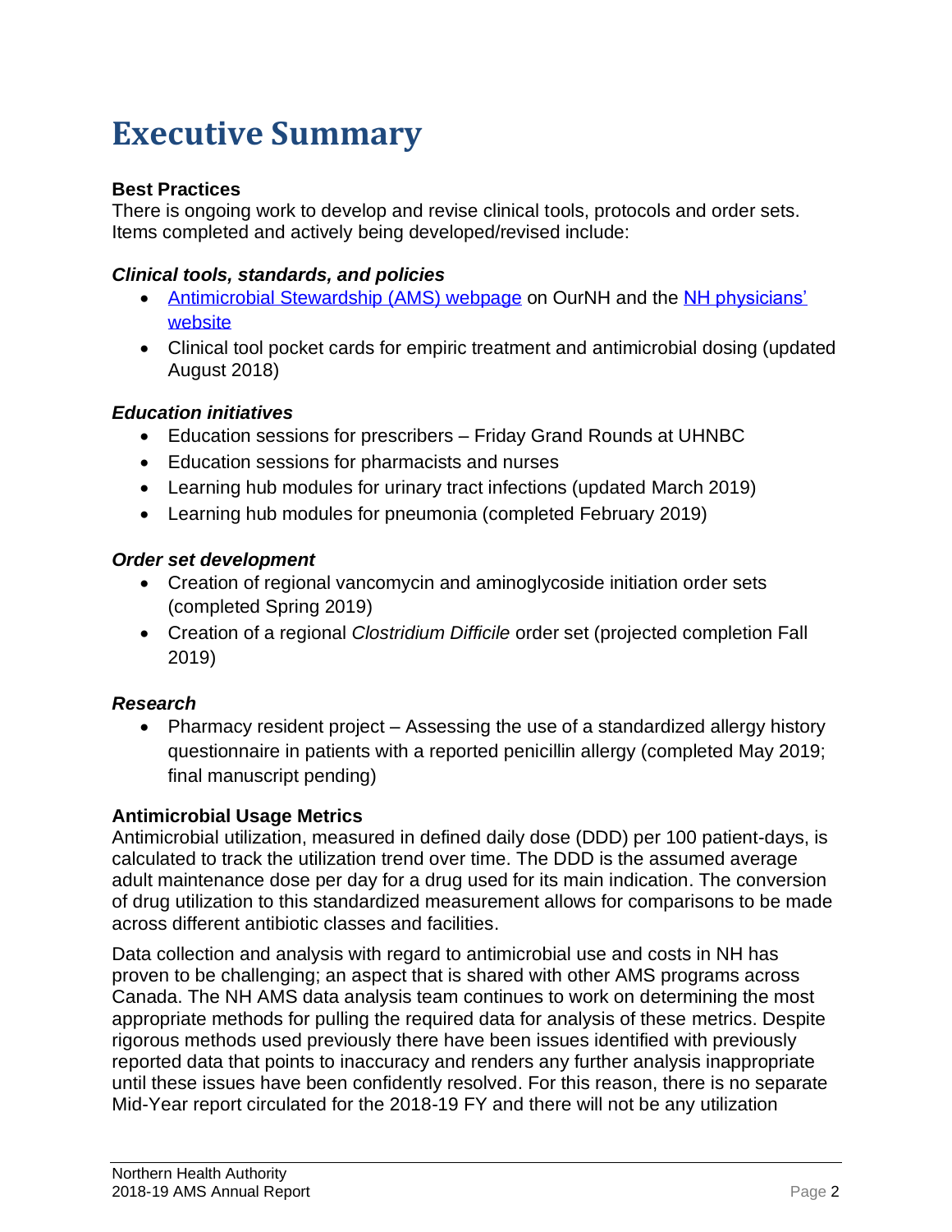# Executive Summary

**Best Practices**

There is ongoing work to develop and revise clinical tools, protocols and order sets. Items completed and actively being developed/revised include:

***Clinical tools, standards, and policies***

- Antimicrobial Stewardship (AMS) webpage on OurNH and the NH physicians' website
- Clinical tool pocket cards for empiric treatment and antimicrobial dosing (updated August 2018)

***Education initiatives***

- Education sessions for prescribers – Friday Grand Rounds at UHNBC
- Education sessions for pharmacists and nurses
- Learning hub modules for urinary tract infections (updated March 2019)
- Learning hub modules for pneumonia (completed February 2019)

***Order set development***

- Creation of regional vancomycin and aminoglycoside initiation order sets (completed Spring 2019)
- Creation of a regional *Clostridium Difficile* order set (projected completion Fall 2019)

***Research***

- Pharmacy resident project – Assessing the use of a standardized allergy history questionnaire in patients with a reported penicillin allergy (completed May 2019; final manuscript pending)

**Antimicrobial Usage Metrics**

Antimicrobial utilization, measured in defined daily dose (DDD) per 100 patient-days, is calculated to track the utilization trend over time. The DDD is the assumed average adult maintenance dose per day for a drug used for its main indication. The conversion of drug utilization to this standardized measurement allows for comparisons to be made across different antibiotic classes and facilities.

Data collection and analysis with regard to antimicrobial use and costs in NH has proven to be challenging; an aspect that is shared with other AMS programs across Canada. The NH AMS data analysis team continues to work on determining the most appropriate methods for pulling the required data for analysis of these metrics. Despite rigorous methods used previously there have been issues identified with previously reported data that points to inaccuracy and renders any further analysis inappropriate until these issues have been confidently resolved. For this reason, there is no separate Mid-Year report circulated for the 2018-19 FY and there will not be any utilization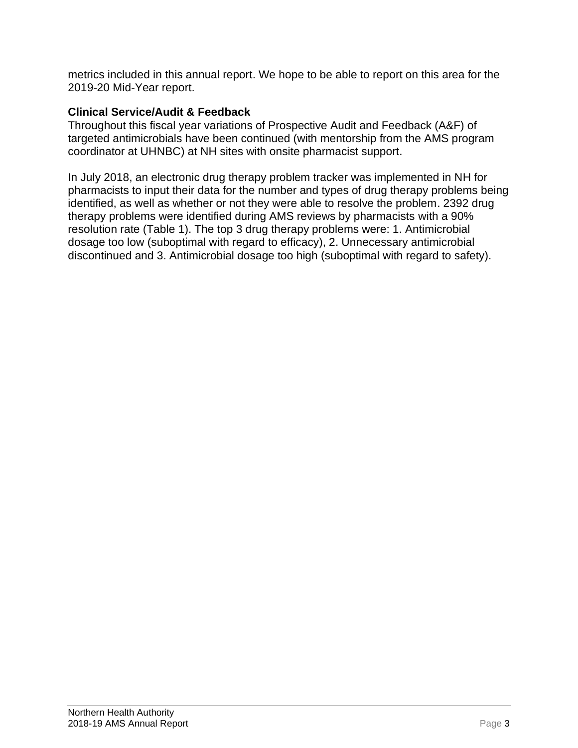metrics included in this annual report. We hope to be able to report on this area for the 2019-20 Mid-Year report.

**Clinical Service/Audit & Feedback**

Throughout this fiscal year variations of Prospective Audit and Feedback (A&F) of targeted antimicrobials have been continued (with mentorship from the AMS program coordinator at UHNBC) at NH sites with onsite pharmacist support.

In July 2018, an electronic drug therapy problem tracker was implemented in NH for pharmacists to input their data for the number and types of drug therapy problems being identified, as well as whether or not they were able to resolve the problem. 2392 drug therapy problems were identified during AMS reviews by pharmacists with a 90% resolution rate (Table 1). The top 3 drug therapy problems were: 1. Antimicrobial dosage too low (suboptimal with regard to efficacy), 2. Unnecessary antimicrobial discontinued and 3. Antimicrobial dosage too high (suboptimal with regard to safety).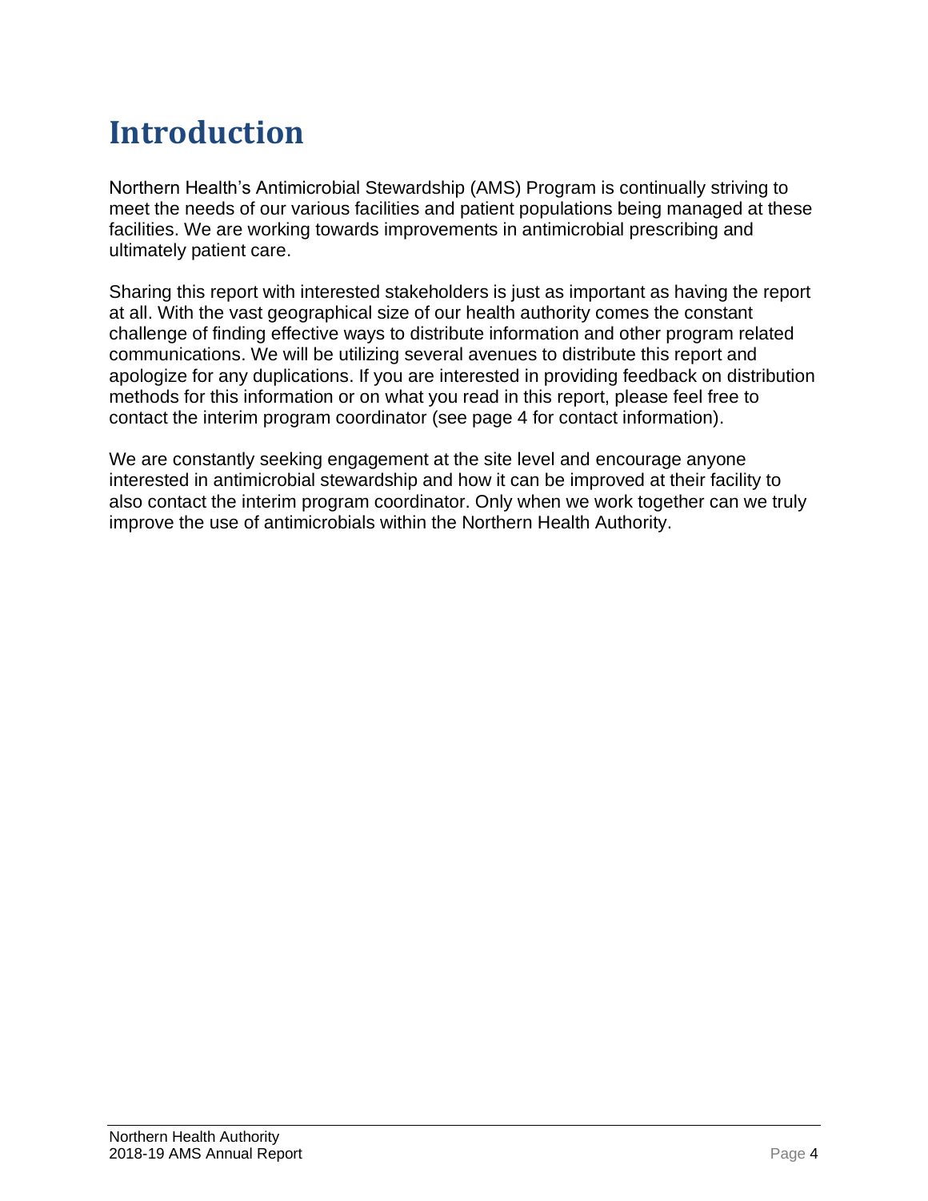# Introduction

Northern Health's Antimicrobial Stewardship (AMS) Program is continually striving to meet the needs of our various facilities and patient populations being managed at these facilities. We are working towards improvements in antimicrobial prescribing and ultimately patient care.

Sharing this report with interested stakeholders is just as important as having the report at all. With the vast geographical size of our health authority comes the constant challenge of finding effective ways to distribute information and other program related communications. We will be utilizing several avenues to distribute this report and apologize for any duplications. If you are interested in providing feedback on distribution methods for this information or on what you read in this report, please feel free to contact the interim program coordinator (see page 4 for contact information).

We are constantly seeking engagement at the site level and encourage anyone interested in antimicrobial stewardship and how it can be improved at their facility to also contact the interim program coordinator. Only when we work together can we truly improve the use of antimicrobials within the Northern Health Authority.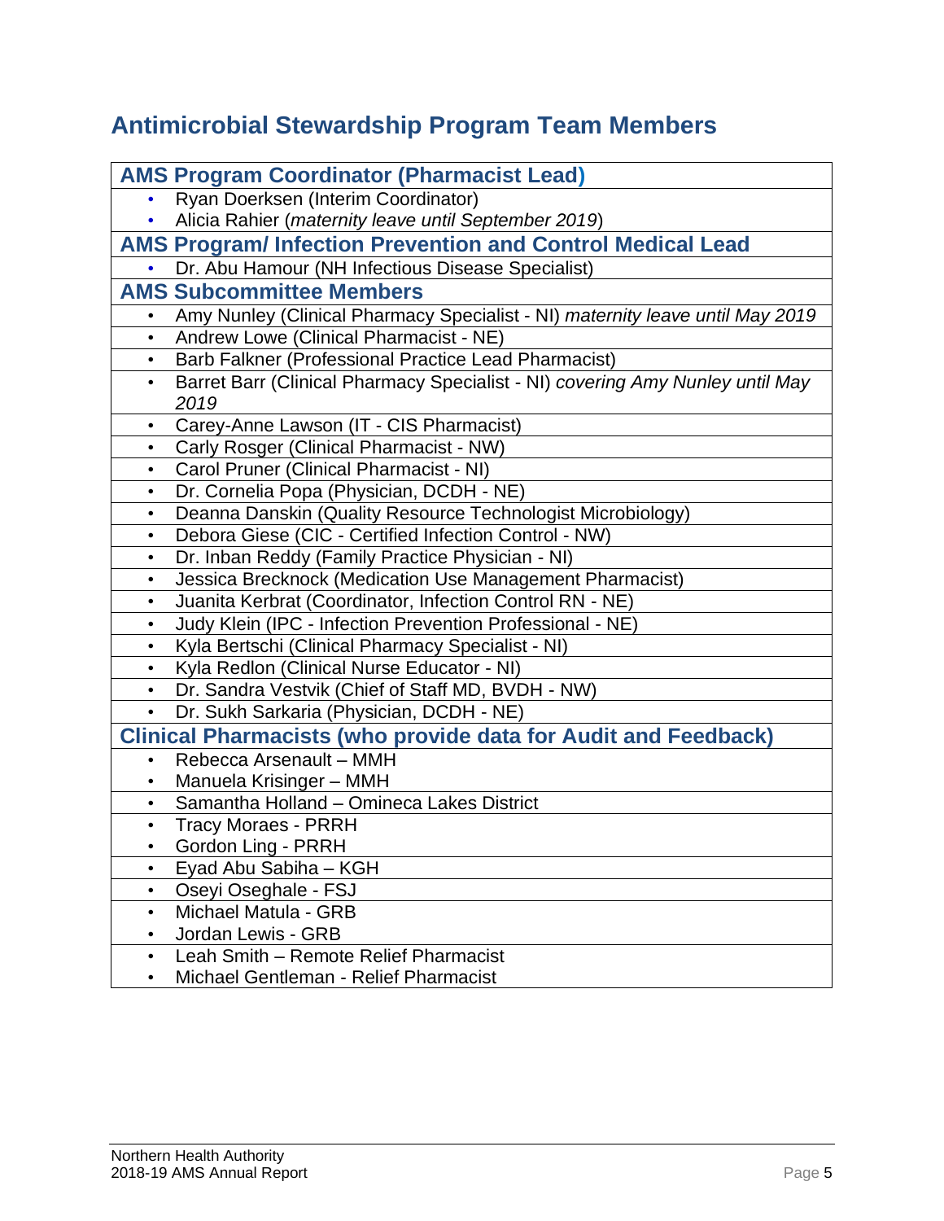# Antimicrobial Stewardship Program Team Members

## AMS Program Coordinator (Pharmacist Lead)

- Ryan Doerksen (Interim Coordinator)
- Alicia Rahier (*maternity leave until September 2019*)

## AMS Program/ Infection Prevention and Control Medical Lead

- Dr. Abu Hamour (NH Infectious Disease Specialist)

## AMS Subcommittee Members

- Amy Nunley (Clinical Pharmacy Specialist - NI) *maternity leave until May 2019*
- Andrew Lowe (Clinical Pharmacist - NE)
- Barb Falkner (Professional Practice Lead Pharmacist)
- Barret Barr (Clinical Pharmacy Specialist - NI) *covering Amy Nunley until May 2019*
- Carey-Anne Lawson (IT - CIS Pharmacist)
- Carly Rosger (Clinical Pharmacist - NW)
- Carol Pruner (Clinical Pharmacist - NI)
- Dr. Cornelia Popa (Physician, DCDH - NE)
- Deanna Danskin (Quality Resource Technologist Microbiology)
- Debora Giese (CIC - Certified Infection Control - NW)
- Dr. Inban Reddy (Family Practice Physician - NI)
- Jessica Brecknock (Medication Use Management Pharmacist)
- Juanita Kerbrat (Coordinator, Infection Control RN - NE)
- Judy Klein (IPC - Infection Prevention Professional - NE)
- Kyla Bertschi (Clinical Pharmacy Specialist - NI)
- Kyla Redlon (Clinical Nurse Educator - NI)
- Dr. Sandra Vestvik (Chief of Staff MD, BVDH - NW)
- Dr. Sukh Sarkaria (Physician, DCDH - NE)

## Clinical Pharmacists (who provide data for Audit and Feedback)

- Rebecca Arsenault – MMH
- Manuela Krisinger – MMH
- Samantha Holland – Omineca Lakes District
- Tracy Moraes - PRRH
- Gordon Ling - PRRH
- Eyad Abu Sabiha – KGH
- Oseyi Oseghale - FSJ
- Michael Matula - GRB
- Jordan Lewis - GRB
- Leah Smith – Remote Relief Pharmacist
- Michael Gentleman - Relief Pharmacist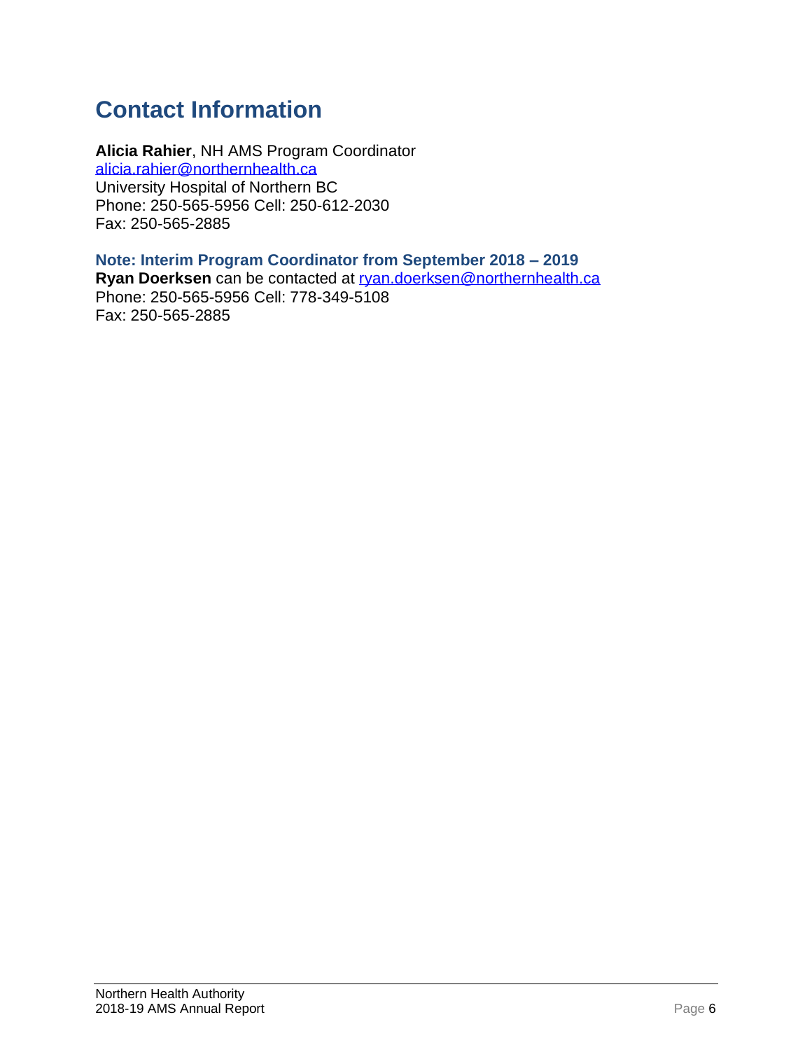# Contact Information

**Alicia Rahier**, NH AMS Program Coordinator
alicia.rahier@northernhealth.ca
University Hospital of Northern BC
Phone: 250-565-5956 Cell: 250-612-2030
Fax: 250-565-2885

**Note: Interim Program Coordinator from September 2018 – 2019**
**Ryan Doerksen** can be contacted at ryan.doerksen@northernhealth.ca
Phone: 250-565-5956 Cell: 778-349-5108
Fax: 250-565-2885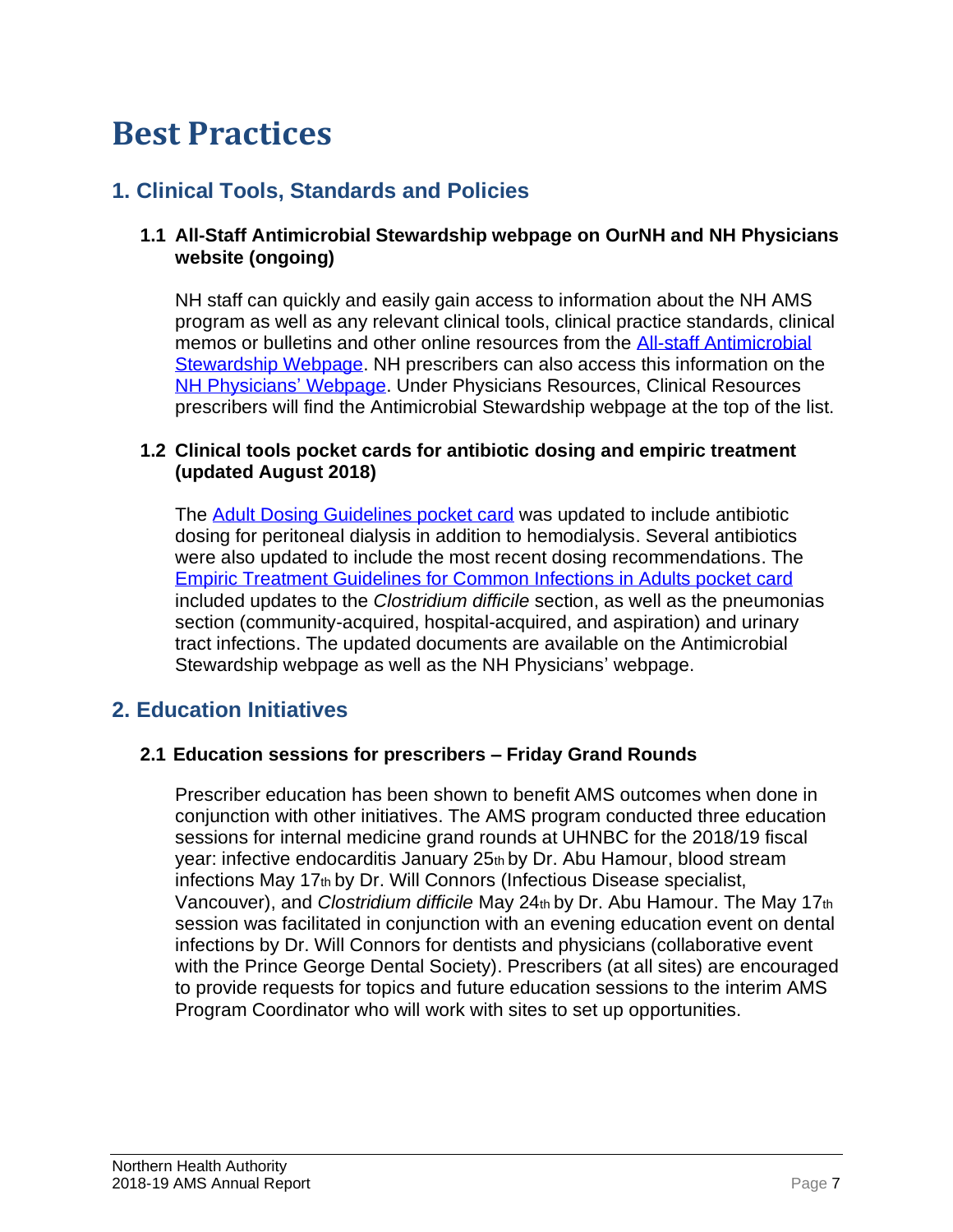# Best Practices

## 1. Clinical Tools, Standards and Policies

### 1.1 All-Staff Antimicrobial Stewardship webpage on OurNH and NH Physicians website (ongoing)

NH staff can quickly and easily gain access to information about the NH AMS program as well as any relevant clinical tools, clinical practice standards, clinical memos or bulletins and other online resources from the All-staff Antimicrobial Stewardship Webpage. NH prescribers can also access this information on the NH Physicians' Webpage. Under Physicians Resources, Clinical Resources prescribers will find the Antimicrobial Stewardship webpage at the top of the list.

### 1.2 Clinical tools pocket cards for antibiotic dosing and empiric treatment (updated August 2018)

The Adult Dosing Guidelines pocket card was updated to include antibiotic dosing for peritoneal dialysis in addition to hemodialysis. Several antibiotics were also updated to include the most recent dosing recommendations. The Empiric Treatment Guidelines for Common Infections in Adults pocket card included updates to the *Clostridium difficile* section, as well as the pneumonias section (community-acquired, hospital-acquired, and aspiration) and urinary tract infections. The updated documents are available on the Antimicrobial Stewardship webpage as well as the NH Physicians' webpage.

## 2. Education Initiatives

### 2.1 Education sessions for prescribers – Friday Grand Rounds

Prescriber education has been shown to benefit AMS outcomes when done in conjunction with other initiatives. The AMS program conducted three education sessions for internal medicine grand rounds at UHNBC for the 2018/19 fiscal year: infective endocarditis January 25th by Dr. Abu Hamour, blood stream infections May 17th by Dr. Will Connors (Infectious Disease specialist, Vancouver), and *Clostridium difficile* May 24th by Dr. Abu Hamour. The May 17th session was facilitated in conjunction with an evening education event on dental infections by Dr. Will Connors for dentists and physicians (collaborative event with the Prince George Dental Society). Prescribers (at all sites) are encouraged to provide requests for topics and future education sessions to the interim AMS Program Coordinator who will work with sites to set up opportunities.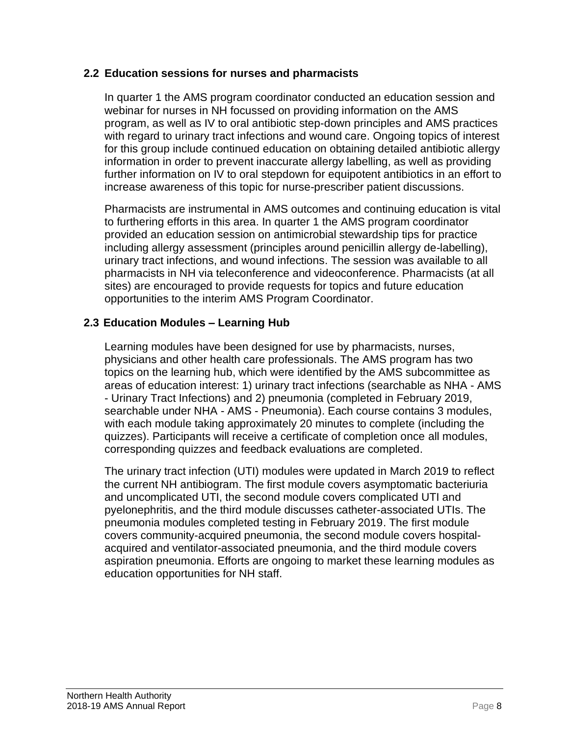### 2.2 Education sessions for nurses and pharmacists

In quarter 1 the AMS program coordinator conducted an education session and webinar for nurses in NH focussed on providing information on the AMS program, as well as IV to oral antibiotic step-down principles and AMS practices with regard to urinary tract infections and wound care. Ongoing topics of interest for this group include continued education on obtaining detailed antibiotic allergy information in order to prevent inaccurate allergy labelling, as well as providing further information on IV to oral stepdown for equipotent antibiotics in an effort to increase awareness of this topic for nurse-prescriber patient discussions.

Pharmacists are instrumental in AMS outcomes and continuing education is vital to furthering efforts in this area. In quarter 1 the AMS program coordinator provided an education session on antimicrobial stewardship tips for practice including allergy assessment (principles around penicillin allergy de-labelling), urinary tract infections, and wound infections. The session was available to all pharmacists in NH via teleconference and videoconference. Pharmacists (at all sites) are encouraged to provide requests for topics and future education opportunities to the interim AMS Program Coordinator.

### 2.3 Education Modules – Learning Hub

Learning modules have been designed for use by pharmacists, nurses, physicians and other health care professionals. The AMS program has two topics on the learning hub, which were identified by the AMS subcommittee as areas of education interest: 1) urinary tract infections (searchable as NHA - AMS - Urinary Tract Infections) and 2) pneumonia (completed in February 2019, searchable under NHA - AMS - Pneumonia). Each course contains 3 modules, with each module taking approximately 20 minutes to complete (including the quizzes). Participants will receive a certificate of completion once all modules, corresponding quizzes and feedback evaluations are completed.

The urinary tract infection (UTI) modules were updated in March 2019 to reflect the current NH antibiogram. The first module covers asymptomatic bacteriuria and uncomplicated UTI, the second module covers complicated UTI and pyelonephritis, and the third module discusses catheter-associated UTIs. The pneumonia modules completed testing in February 2019. The first module covers community-acquired pneumonia, the second module covers hospital-acquired and ventilator-associated pneumonia, and the third module covers aspiration pneumonia. Efforts are ongoing to market these learning modules as education opportunities for NH staff.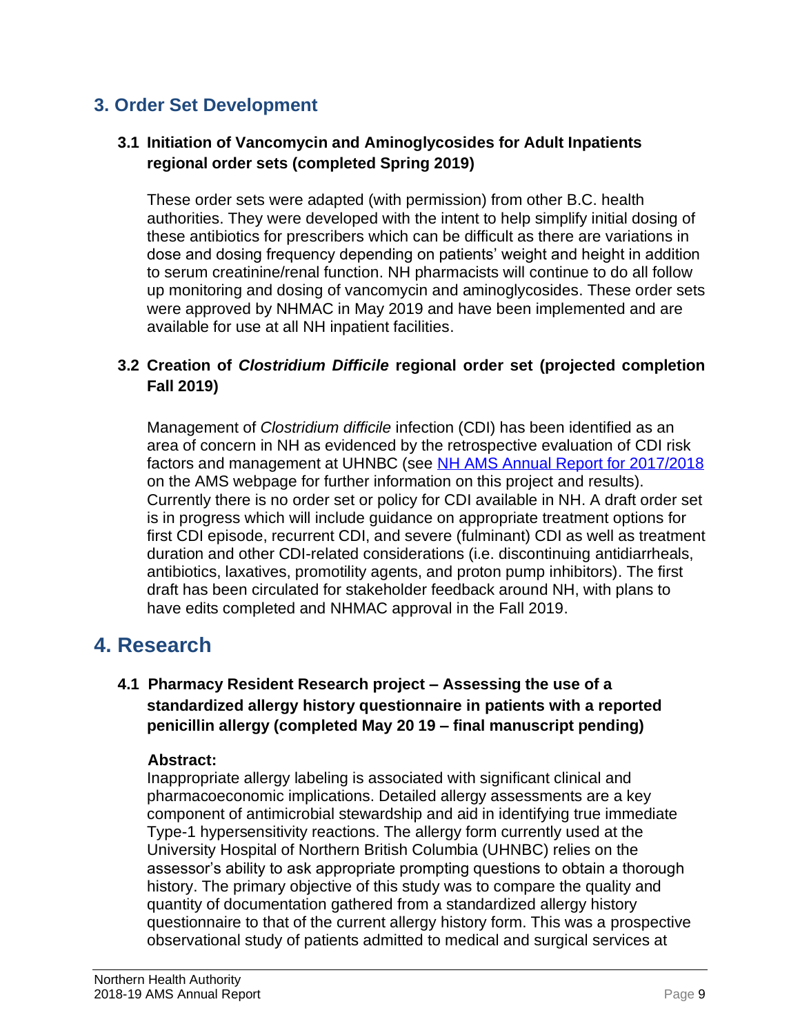## 3. Order Set Development

### 3.1 Initiation of Vancomycin and Aminoglycosides for Adult Inpatients regional order sets (completed Spring 2019)

These order sets were adapted (with permission) from other B.C. health authorities. They were developed with the intent to help simplify initial dosing of these antibiotics for prescribers which can be difficult as there are variations in dose and dosing frequency depending on patients' weight and height in addition to serum creatinine/renal function. NH pharmacists will continue to do all follow up monitoring and dosing of vancomycin and aminoglycosides. These order sets were approved by NHMAC in May 2019 and have been implemented and are available for use at all NH inpatient facilities.

### 3.2 Creation of *Clostridium Difficile* regional order set (projected completion Fall 2019)

Management of *Clostridium difficile* infection (CDI) has been identified as an area of concern in NH as evidenced by the retrospective evaluation of CDI risk factors and management at UHNBC (see NH AMS Annual Report for 2017/2018 on the AMS webpage for further information on this project and results). Currently there is no order set or policy for CDI available in NH. A draft order set is in progress which will include guidance on appropriate treatment options for first CDI episode, recurrent CDI, and severe (fulminant) CDI as well as treatment duration and other CDI-related considerations (i.e. discontinuing antidiarrheals, antibiotics, laxatives, promotility agents, and proton pump inhibitors). The first draft has been circulated for stakeholder feedback around NH, with plans to have edits completed and NHMAC approval in the Fall 2019.

## 4. Research

### 4.1 Pharmacy Resident Research project – Assessing the use of a standardized allergy history questionnaire in patients with a reported penicillin allergy (completed May 20 19 – final manuscript pending)

**Abstract:**

Inappropriate allergy labeling is associated with significant clinical and pharmacoeconomic implications. Detailed allergy assessments are a key component of antimicrobial stewardship and aid in identifying true immediate Type-1 hypersensitivity reactions. The allergy form currently used at the University Hospital of Northern British Columbia (UHNBC) relies on the assessor's ability to ask appropriate prompting questions to obtain a thorough history. The primary objective of this study was to compare the quality and quantity of documentation gathered from a standardized allergy history questionnaire to that of the current allergy history form. This was a prospective observational study of patients admitted to medical and surgical services at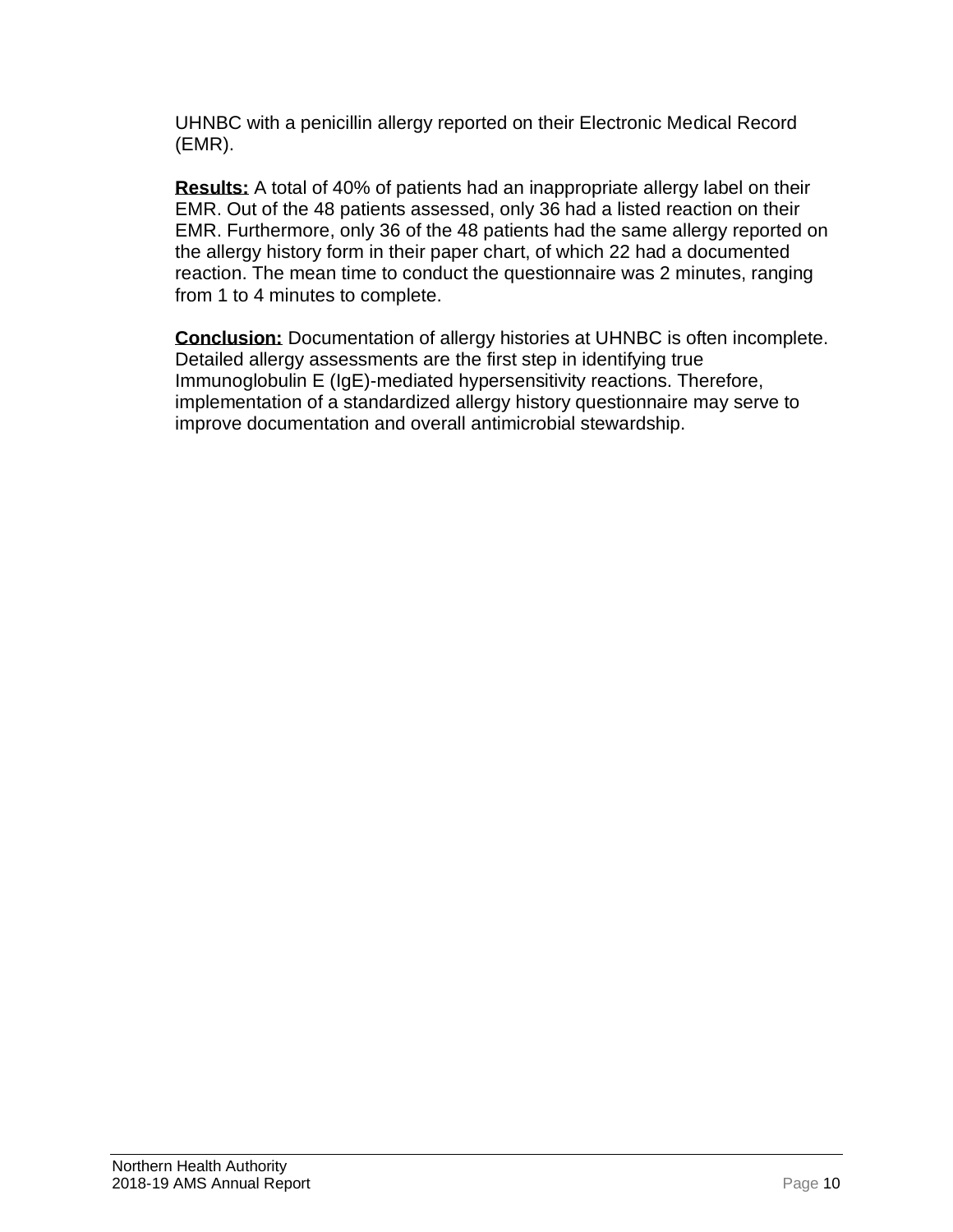UHNBC with a penicillin allergy reported on their Electronic Medical Record (EMR).

**Results:** A total of 40% of patients had an inappropriate allergy label on their EMR. Out of the 48 patients assessed, only 36 had a listed reaction on their EMR. Furthermore, only 36 of the 48 patients had the same allergy reported on the allergy history form in their paper chart, of which 22 had a documented reaction. The mean time to conduct the questionnaire was 2 minutes, ranging from 1 to 4 minutes to complete.

**Conclusion:** Documentation of allergy histories at UHNBC is often incomplete. Detailed allergy assessments are the first step in identifying true Immunoglobulin E (IgE)-mediated hypersensitivity reactions. Therefore, implementation of a standardized allergy history questionnaire may serve to improve documentation and overall antimicrobial stewardship.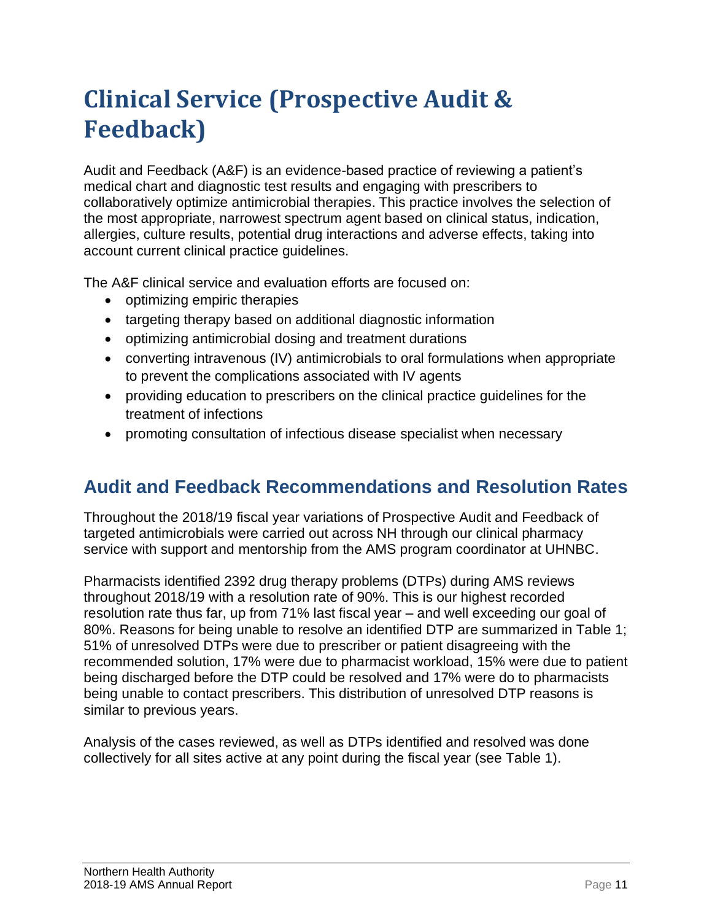# Clinical Service (Prospective Audit & Feedback)

Audit and Feedback (A&F) is an evidence-based practice of reviewing a patient's medical chart and diagnostic test results and engaging with prescribers to collaboratively optimize antimicrobial therapies. This practice involves the selection of the most appropriate, narrowest spectrum agent based on clinical status, indication, allergies, culture results, potential drug interactions and adverse effects, taking into account current clinical practice guidelines.

The A&F clinical service and evaluation efforts are focused on:

- optimizing empiric therapies
- targeting therapy based on additional diagnostic information
- optimizing antimicrobial dosing and treatment durations
- converting intravenous (IV) antimicrobials to oral formulations when appropriate to prevent the complications associated with IV agents
- providing education to prescribers on the clinical practice guidelines for the treatment of infections
- promoting consultation of infectious disease specialist when necessary

## Audit and Feedback Recommendations and Resolution Rates

Throughout the 2018/19 fiscal year variations of Prospective Audit and Feedback of targeted antimicrobials were carried out across NH through our clinical pharmacy service with support and mentorship from the AMS program coordinator at UHNBC.

Pharmacists identified 2392 drug therapy problems (DTPs) during AMS reviews throughout 2018/19 with a resolution rate of 90%. This is our highest recorded resolution rate thus far, up from 71% last fiscal year – and well exceeding our goal of 80%. Reasons for being unable to resolve an identified DTP are summarized in Table 1; 51% of unresolved DTPs were due to prescriber or patient disagreeing with the recommended solution, 17% were due to pharmacist workload, 15% were due to patient being discharged before the DTP could be resolved and 17% were do to pharmacists being unable to contact prescribers. This distribution of unresolved DTP reasons is similar to previous years.

Analysis of the cases reviewed, as well as DTPs identified and resolved was done collectively for all sites active at any point during the fiscal year (see Table 1).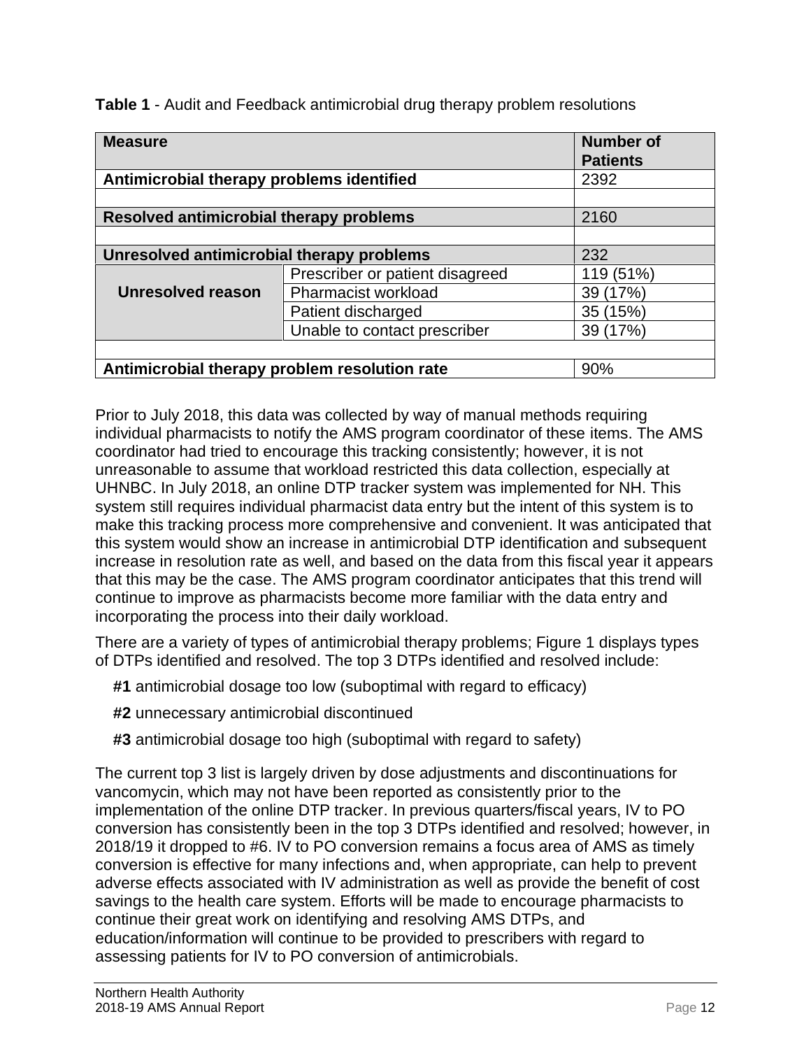**Table 1** - Audit and Feedback antimicrobial drug therapy problem resolutions

| Measure | | Number of Patients |
|---|---|---|
| **Antimicrobial therapy problems identified** | | 2392 |
| | | |
| **Resolved antimicrobial therapy problems** | | 2160 |
| | | |
| **Unresolved antimicrobial therapy problems** | | 232 |
| **Unresolved reason** | Prescriber or patient disagreed | 119 (51%) |
| | Pharmacist workload | 39 (17%) |
| | Patient discharged | 35 (15%) |
| | Unable to contact prescriber | 39 (17%) |
| | | |
| **Antimicrobial therapy problem resolution rate** | | 90% |

Prior to July 2018, this data was collected by way of manual methods requiring individual pharmacists to notify the AMS program coordinator of these items. The AMS coordinator had tried to encourage this tracking consistently; however, it is not unreasonable to assume that workload restricted this data collection, especially at UHNBC. In July 2018, an online DTP tracker system was implemented for NH. This system still requires individual pharmacist data entry but the intent of this system is to make this tracking process more comprehensive and convenient. It was anticipated that this system would show an increase in antimicrobial DTP identification and subsequent increase in resolution rate as well, and based on the data from this fiscal year it appears that this may be the case. The AMS program coordinator anticipates that this trend will continue to improve as pharmacists become more familiar with the data entry and incorporating the process into their daily workload.

There are a variety of types of antimicrobial therapy problems; Figure 1 displays types of DTPs identified and resolved. The top 3 DTPs identified and resolved include:

**#1** antimicrobial dosage too low (suboptimal with regard to efficacy)

**#2** unnecessary antimicrobial discontinued

**#3** antimicrobial dosage too high (suboptimal with regard to safety)

The current top 3 list is largely driven by dose adjustments and discontinuations for vancomycin, which may not have been reported as consistently prior to the implementation of the online DTP tracker. In previous quarters/fiscal years, IV to PO conversion has consistently been in the top 3 DTPs identified and resolved; however, in 2018/19 it dropped to #6. IV to PO conversion remains a focus area of AMS as timely conversion is effective for many infections and, when appropriate, can help to prevent adverse effects associated with IV administration as well as provide the benefit of cost savings to the health care system. Efforts will be made to encourage pharmacists to continue their great work on identifying and resolving AMS DTPs, and education/information will continue to be provided to prescribers with regard to assessing patients for IV to PO conversion of antimicrobials.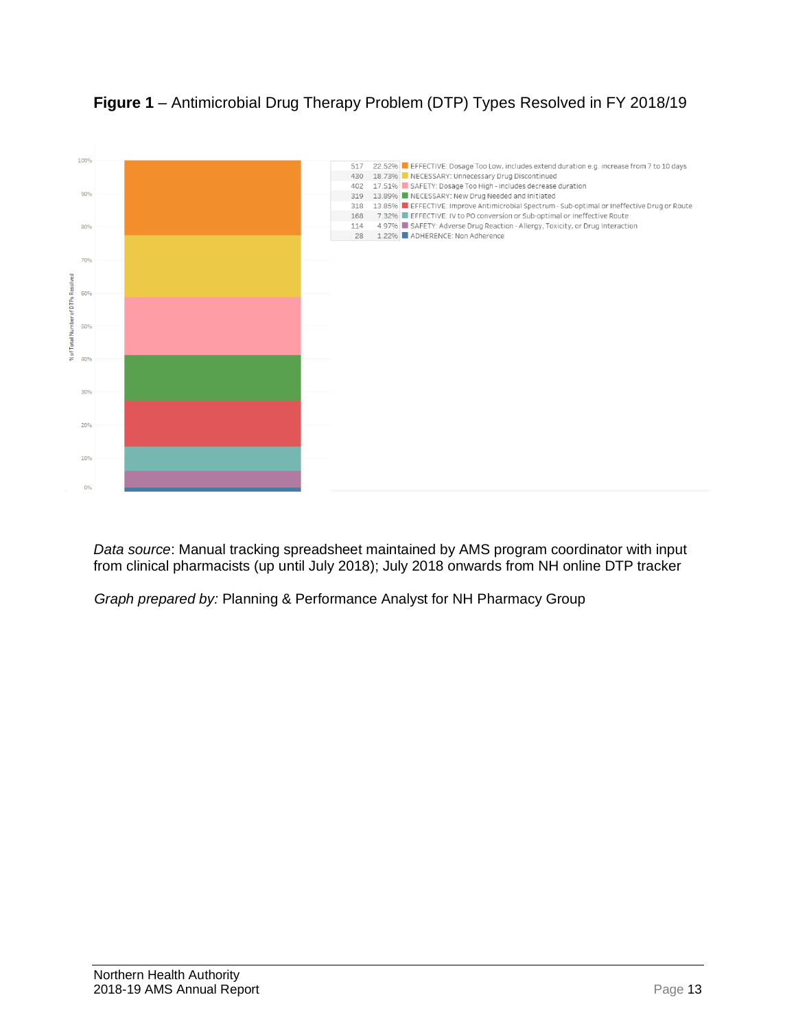**Figure 1** – Antimicrobial Drug Therapy Problem (DTP) Types Resolved in FY 2018/19

| Count | % | DTP Type |
|---|---|---|
| 517 | 22.52% | EFFECTIVE: Dosage Too Low, includes extend duration e.g. increase from 7 to 10 days |
| 430 | 18.73% | NECESSARY: Unnecessary Drug Discontinued |
| 402 | 17.51% | SAFETY: Dosage Too High - includes decrease duration |
| 319 | 13.89% | NECESSARY: New Drug Needed and Initiated |
| 318 | 13.85% | EFFECTIVE: Improve Antimicrobial Spectrum - Sub-optimal or Ineffective Drug or Route |
| 168 | 7.32% | EFFECTIVE: IV to PO conversion or Sub-optimal or Ineffective Route |
| 114 | 4.97% | SAFETY: Adverse Drug Reaction - Allergy, Toxicity, or Drug Interaction |
| 28 | 1.22% | ADHERENCE: Non Adherence |

*Data source*: Manual tracking spreadsheet maintained by AMS program coordinator with input from clinical pharmacists (up until July 2018); July 2018 onwards from NH online DTP tracker

*Graph prepared by:* Planning & Performance Analyst for NH Pharmacy Group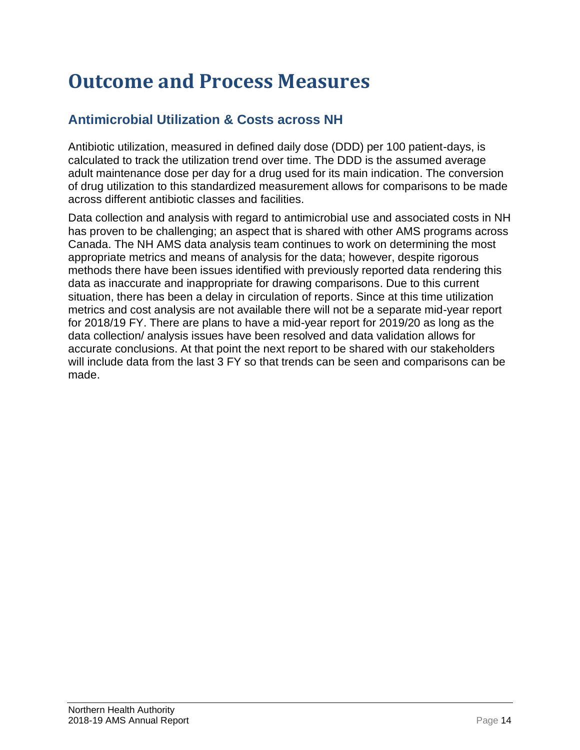# Outcome and Process Measures

## Antimicrobial Utilization & Costs across NH

Antibiotic utilization, measured in defined daily dose (DDD) per 100 patient-days, is calculated to track the utilization trend over time. The DDD is the assumed average adult maintenance dose per day for a drug used for its main indication. The conversion of drug utilization to this standardized measurement allows for comparisons to be made across different antibiotic classes and facilities.

Data collection and analysis with regard to antimicrobial use and associated costs in NH has proven to be challenging; an aspect that is shared with other AMS programs across Canada. The NH AMS data analysis team continues to work on determining the most appropriate metrics and means of analysis for the data; however, despite rigorous methods there have been issues identified with previously reported data rendering this data as inaccurate and inappropriate for drawing comparisons. Due to this current situation, there has been a delay in circulation of reports. Since at this time utilization metrics and cost analysis are not available there will not be a separate mid-year report for 2018/19 FY. There are plans to have a mid-year report for 2019/20 as long as the data collection/ analysis issues have been resolved and data validation allows for accurate conclusions. At that point the next report to be shared with our stakeholders will include data from the last 3 FY so that trends can be seen and comparisons can be made.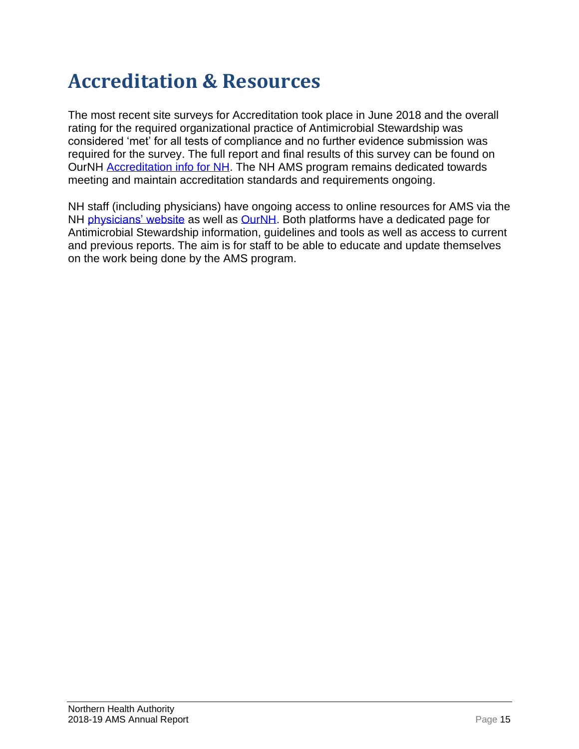# Accreditation & Resources

The most recent site surveys for Accreditation took place in June 2018 and the overall rating for the required organizational practice of Antimicrobial Stewardship was considered 'met' for all tests of compliance and no further evidence submission was required for the survey. The full report and final results of this survey can be found on OurNH Accreditation info for NH. The NH AMS program remains dedicated towards meeting and maintain accreditation standards and requirements ongoing.

NH staff (including physicians) have ongoing access to online resources for AMS via the NH physicians' website as well as OurNH. Both platforms have a dedicated page for Antimicrobial Stewardship information, guidelines and tools as well as access to current and previous reports. The aim is for staff to be able to educate and update themselves on the work being done by the AMS program.